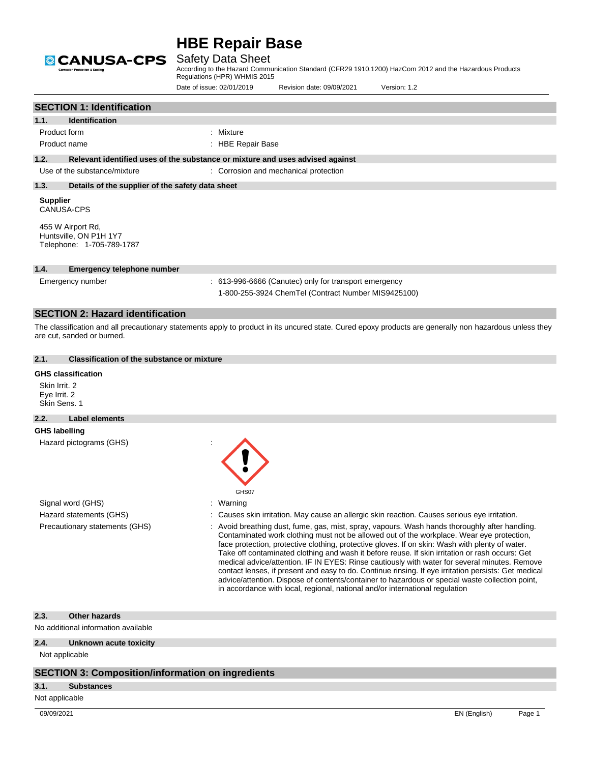# HBE Repair Base

## Safety Data Sheet

According to the Hazard Communication Standard (CFR29 1910.1200) HazCom 2012 and the Hazardous Products Regulations (HPR) WHMIS 2015

Date of issue: 02/01/2019 Revision date: 09/09/2021 Version: 1.2

## SECTION 1: Identification

### 1.1. Identification

Product form : Mixture

Product name : HBE Repair Base

### 1.2. Relevant identified uses of the substance or mixture and uses advised against

Use of the substance/mixture : Corrosion and mechanical protection

### 1.3. Details of the supplier of the safety data sheet

**Supplier**
CANUSA-CPS

455 W Airport Rd,
Huntsville, ON P1H 1Y7
Telephone: 1-705-789-1787

### 1.4. Emergency telephone number

Emergency number : 613-996-6666 (Canutec) only for transport emergency
1-800-255-3924 ChemTel (Contract Number MIS9425100)

## SECTION 2: Hazard identification

The classification and all precautionary statements apply to product in its uncured state. Cured epoxy products are generally non hazardous unless they are cut, sanded or burned.

### 2.1. Classification of the substance or mixture

**GHS classification**

Skin Irrit. 2
Eye Irrit. 2
Skin Sens. 1

### 2.2. Label elements

**GHS labelling**

Hazard pictograms (GHS) :

GHS07

Signal word (GHS) : Warning

Hazard statements (GHS) : Causes skin irritation. May cause an allergic skin reaction. Causes serious eye irritation.

Precautionary statements (GHS) : Avoid breathing dust, fume, gas, mist, spray, vapours. Wash hands thoroughly after handling. Contaminated work clothing must not be allowed out of the workplace. Wear eye protection, face protection, protective clothing, protective gloves. If on skin: Wash with plenty of water. Take off contaminated clothing and wash it before reuse. If skin irritation or rash occurs: Get medical advice/attention. IF IN EYES: Rinse cautiously with water for several minutes. Remove contact lenses, if present and easy to do. Continue rinsing. If eye irritation persists: Get medical advice/attention. Dispose of contents/container to hazardous or special waste collection point, in accordance with local, regional, national and/or international regulation

### 2.3. Other hazards

No additional information available

### 2.4. Unknown acute toxicity

Not applicable

## SECTION 3: Composition/information on ingredients

### 3.1. Substances

Not applicable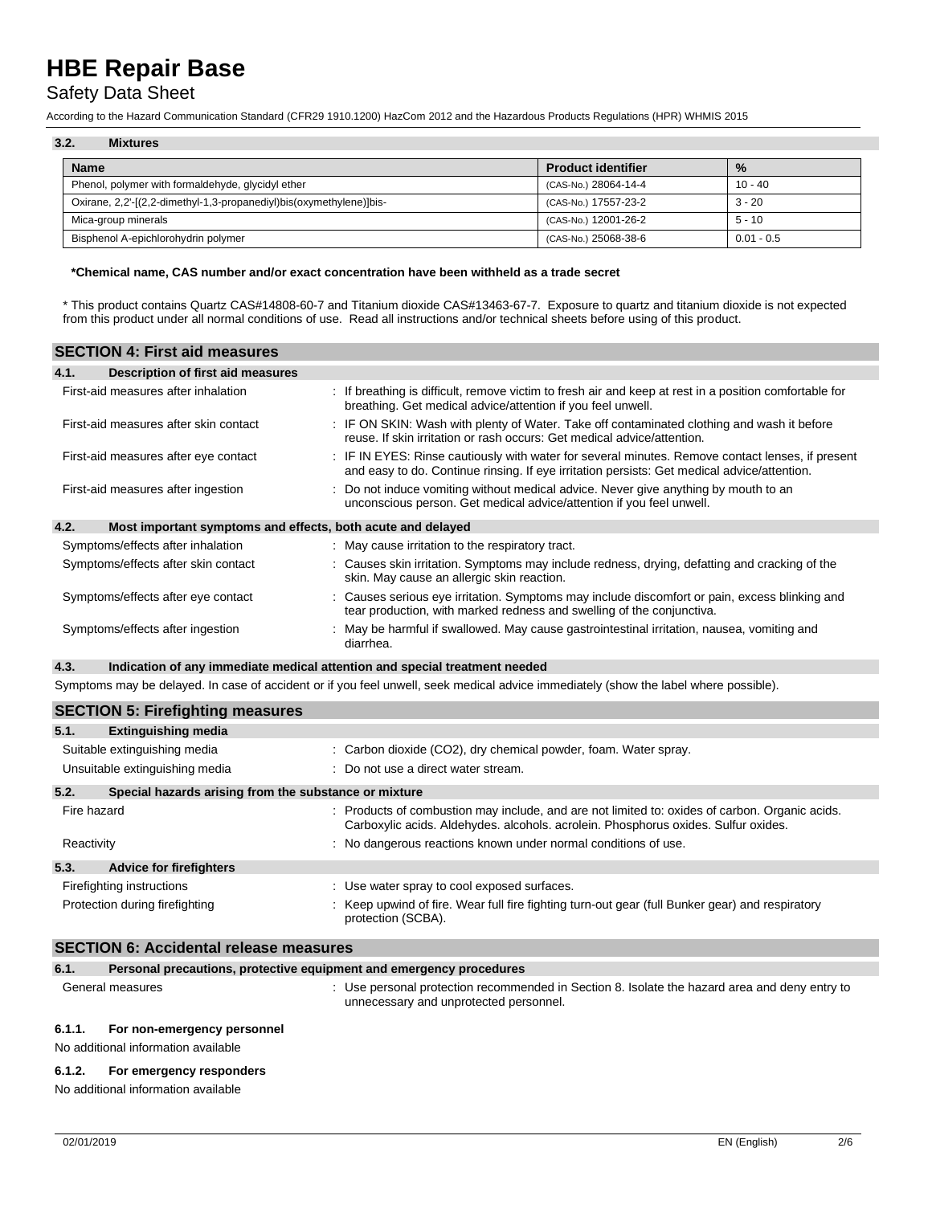### 3.2. Mixtures

| Name | Product identifier | % |
| --- | --- | --- |
| Phenol, polymer with formaldehyde, glycidyl ether | (CAS-No.) 28064-14-4 | 10 - 40 |
| Oxirane, 2,2'-[(2,2-dimethyl-1,3-propanediyl)bis(oxymethylene)]bis- | (CAS-No.) 17557-23-2 | 3 - 20 |
| Mica-group minerals | (CAS-No.) 12001-26-2 | 5 - 10 |
| Bisphenol A-epichlorohydrin polymer | (CAS-No.) 25068-38-6 | 0.01 - 0.5 |

**\*Chemical name, CAS number and/or exact concentration have been withheld as a trade secret**

* This product contains Quartz CAS#14808-60-7 and Titanium dioxide CAS#13463-67-7. Exposure to quartz and titanium dioxide is not expected from this product under all normal conditions of use. Read all instructions and/or technical sheets before using of this product.

## SECTION 4: First aid measures

### 4.1. Description of first aid measures

First-aid measures after inhalation : If breathing is difficult, remove victim to fresh air and keep at rest in a position comfortable for breathing. Get medical advice/attention if you feel unwell.

First-aid measures after skin contact : IF ON SKIN: Wash with plenty of Water. Take off contaminated clothing and wash it before reuse. If skin irritation or rash occurs: Get medical advice/attention.

First-aid measures after eye contact : IF IN EYES: Rinse cautiously with water for several minutes. Remove contact lenses, if present and easy to do. Continue rinsing. If eye irritation persists: Get medical advice/attention.

First-aid measures after ingestion : Do not induce vomiting without medical advice. Never give anything by mouth to an unconscious person. Get medical advice/attention if you feel unwell.

### 4.2. Most important symptoms and effects, both acute and delayed

Symptoms/effects after inhalation : May cause irritation to the respiratory tract.

Symptoms/effects after skin contact : Causes skin irritation. Symptoms may include redness, drying, defatting and cracking of the skin. May cause an allergic skin reaction.

Symptoms/effects after eye contact : Causes serious eye irritation. Symptoms may include discomfort or pain, excess blinking and tear production, with marked redness and swelling of the conjunctiva.

Symptoms/effects after ingestion : May be harmful if swallowed. May cause gastrointestinal irritation, nausea, vomiting and diarrhea.

### 4.3. Indication of any immediate medical attention and special treatment needed

Symptoms may be delayed. In case of accident or if you feel unwell, seek medical advice immediately (show the label where possible).

## SECTION 5: Firefighting measures

### 5.1. Extinguishing media

Suitable extinguishing media : Carbon dioxide ($CO_2$), dry chemical powder, foam. Water spray.

Unsuitable extinguishing media : Do not use a direct water stream.

### 5.2. Special hazards arising from the substance or mixture

Fire hazard : Products of combustion may include, and are not limited to: oxides of carbon. Organic acids. Carboxylic acids. Aldehydes. alcohols. acrolein. Phosphorus oxides. Sulfur oxides.

Reactivity : No dangerous reactions known under normal conditions of use.

### 5.3. Advice for firefighters

Firefighting instructions : Use water spray to cool exposed surfaces.

Protection during firefighting : Keep upwind of fire. Wear full fire fighting turn-out gear (full Bunker gear) and respiratory protection (SCBA).

## SECTION 6: Accidental release measures

### 6.1. Personal precautions, protective equipment and emergency procedures

General measures : Use personal protection recommended in Section 8. Isolate the hazard area and deny entry to unnecessary and unprotected personnel.

#### 6.1.1. For non-emergency personnel

No additional information available

#### 6.1.2. For emergency responders

No additional information available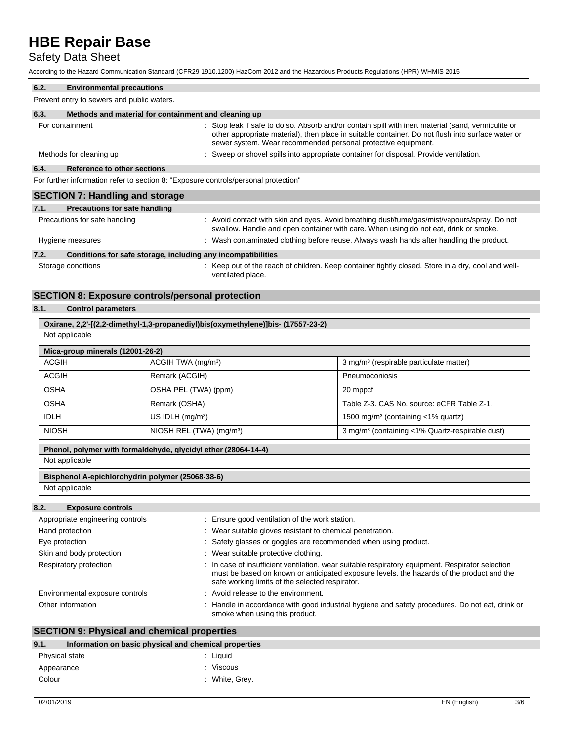#### 6.2. Environmental precautions

Prevent entry to sewers and public waters.

#### 6.3. Methods and material for containment and cleaning up

For containment : Stop leak if safe to do so. Absorb and/or contain spill with inert material (sand, vermiculite or other appropriate material), then place in suitable container. Do not flush into surface water or sewer system. Wear recommended personal protective equipment.

Methods for cleaning up : Sweep or shovel spills into appropriate container for disposal. Provide ventilation.

#### 6.4. Reference to other sections

For further information refer to section 8: "Exposure controls/personal protection"

## SECTION 7: Handling and storage

#### 7.1. Precautions for safe handling

Precautions for safe handling : Avoid contact with skin and eyes. Avoid breathing dust/fume/gas/mist/vapours/spray. Do not swallow. Handle and open container with care. When using do not eat, drink or smoke.

Hygiene measures : Wash contaminated clothing before reuse. Always wash hands after handling the product.

#### 7.2. Conditions for safe storage, including any incompatibilities

Storage conditions : Keep out of the reach of children. Keep container tightly closed. Store in a dry, cool and well-ventilated place.

## SECTION 8: Exposure controls/personal protection

#### 8.1. Control parameters

**Oxirane, 2,2'-[(2,2-dimethyl-1,3-propanediyl)bis(oxymethylene)]bis- (17557-23-2)**

Not applicable

| Mica-group minerals (12001-26-2) | | |
|---|---|---|
| ACGIH | ACGIH TWA (mg/m³) | 3 mg/m³ (respirable particulate matter) |
| ACGIH | Remark (ACGIH) | Pneumoconiosis |
| OSHA | OSHA PEL (TWA) (ppm) | 20 mppcf |
| OSHA | Remark (OSHA) | Table Z-3. CAS No. source: eCFR Table Z-1. |
| IDLH | US IDLH (mg/m³) | 1500 mg/m³ (containing <1% quartz) |
| NIOSH | NIOSH REL (TWA) (mg/m³) | 3 mg/m³ (containing <1% Quartz-respirable dust) |

**Phenol, polymer with formaldehyde, glycidyl ether (28064-14-4)**

Not applicable

**Bisphenol A-epichlorohydrin polymer (25068-38-6)**

Not applicable

#### 8.2. Exposure controls

Appropriate engineering controls : Ensure good ventilation of the work station.

Hand protection : Wear suitable gloves resistant to chemical penetration.

Eye protection : Safety glasses or goggles are recommended when using product.

Skin and body protection : Wear suitable protective clothing.

Respiratory protection : In case of insufficient ventilation, wear suitable respiratory equipment. Respirator selection must be based on known or anticipated exposure levels, the hazards of the product and the safe working limits of the selected respirator.

Environmental exposure controls : Avoid release to the environment.

Other information : Handle in accordance with good industrial hygiene and safety procedures. Do not eat, drink or smoke when using this product.

## SECTION 9: Physical and chemical properties

#### 9.1. Information on basic physical and chemical properties

Physical state : Liquid

Appearance : Viscous

Colour : White, Grey.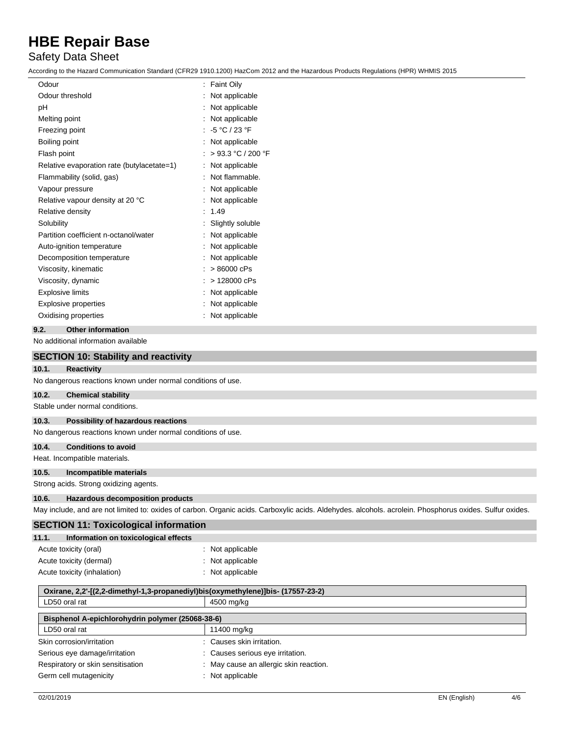| | |
|---|---|
| Odour | : Faint Oily |
| Odour threshold | : Not applicable |
| pH | : Not applicable |
| Melting point | : Not applicable |
| Freezing point | : -5 °C / 23 °F |
| Boiling point | : Not applicable |
| Flash point | : > 93.3 °C / 200 °F |
| Relative evaporation rate (butylacetate=1) | : Not applicable |
| Flammability (solid, gas) | : Not flammable. |
| Vapour pressure | : Not applicable |
| Relative vapour density at 20 °C | : Not applicable |
| Relative density | : 1.49 |
| Solubility | : Slightly soluble |
| Partition coefficient n-octanol/water | : Not applicable |
| Auto-ignition temperature | : Not applicable |
| Decomposition temperature | : Not applicable |
| Viscosity, kinematic | : > 86000 cPs |
| Viscosity, dynamic | : > 128000 cPs |
| Explosive limits | : Not applicable |
| Explosive properties | : Not applicable |
| Oxidising properties | : Not applicable |

### 9.2. Other information

No additional information available

## SECTION 10: Stability and reactivity

### 10.1. Reactivity

No dangerous reactions known under normal conditions of use.

### 10.2. Chemical stability

Stable under normal conditions.

### 10.3. Possibility of hazardous reactions

No dangerous reactions known under normal conditions of use.

### 10.4. Conditions to avoid

Heat. Incompatible materials.

### 10.5. Incompatible materials

Strong acids. Strong oxidizing agents.

### 10.6. Hazardous decomposition products

May include, and are not limited to: oxides of carbon. Organic acids. Carboxylic acids. Aldehydes. alcohols. acrolein. Phosphorus oxides. Sulfur oxides.

## SECTION 11: Toxicological information

### 11.1. Information on toxicological effects

| | |
|---|---|
| Acute toxicity (oral) | : Not applicable |
| Acute toxicity (dermal) | : Not applicable |
| Acute toxicity (inhalation) | : Not applicable |

| Oxirane, 2,2'-[(2,2-dimethyl-1,3-propanediyl)bis(oxymethylene)]bis- (17557-23-2) | |
|---|---|
| LD50 oral rat | 4500 mg/kg |

| Bisphenol A-epichlorohydrin polymer (25068-38-6) | |
|---|---|
| LD50 oral rat | 11400 mg/kg |

| | |
|---|---|
| Skin corrosion/irritation | : Causes skin irritation. |
| Serious eye damage/irritation | : Causes serious eye irritation. |
| Respiratory or skin sensitisation | : May cause an allergic skin reaction. |
| Germ cell mutagenicity | : Not applicable |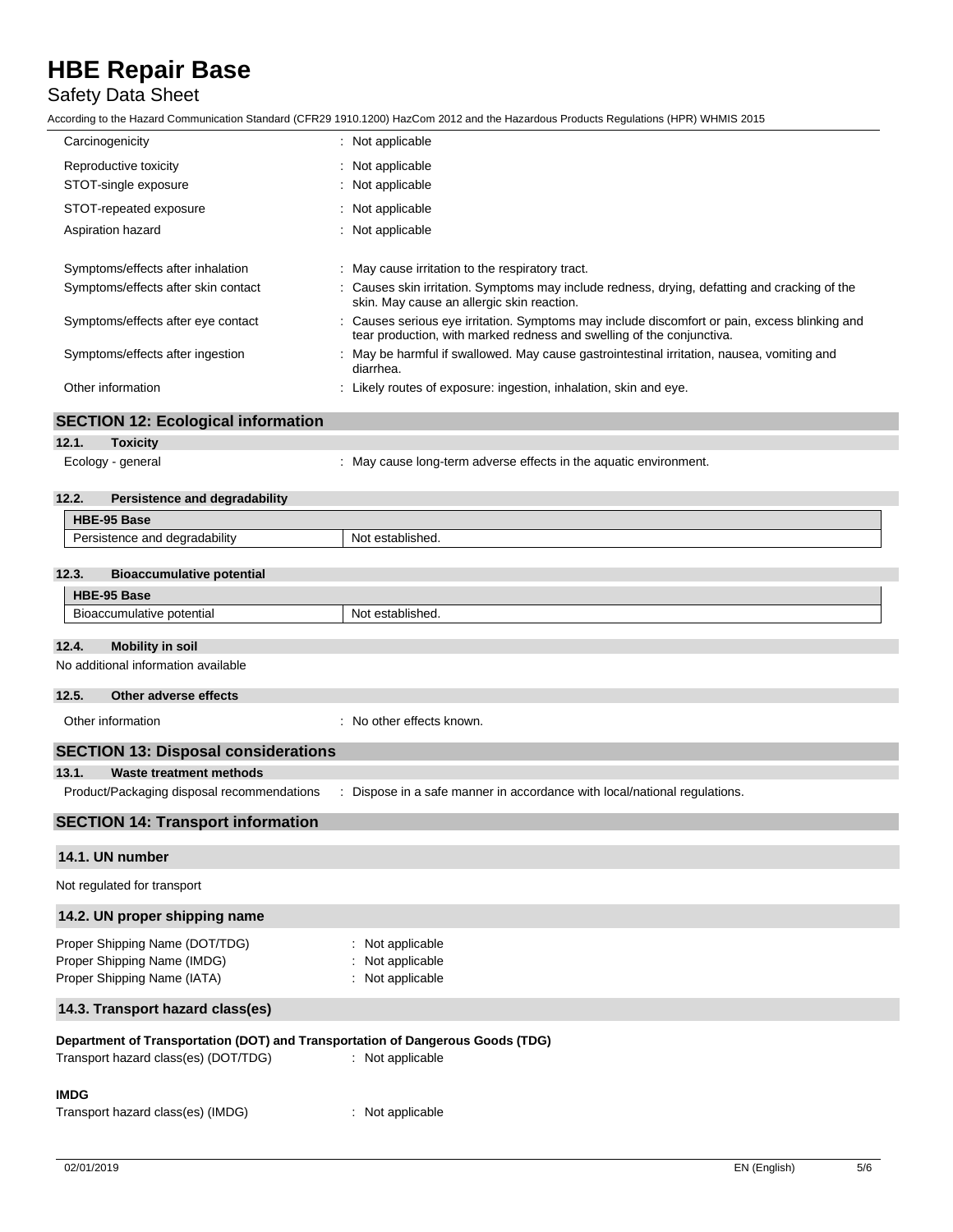Carcinogenicity : Not applicable

Reproductive toxicity : Not applicable

STOT-single exposure : Not applicable

STOT-repeated exposure : Not applicable

Aspiration hazard : Not applicable

Symptoms/effects after inhalation : May cause irritation to the respiratory tract.

Symptoms/effects after skin contact : Causes skin irritation. Symptoms may include redness, drying, defatting and cracking of the skin. May cause an allergic skin reaction.

Symptoms/effects after eye contact : Causes serious eye irritation. Symptoms may include discomfort or pain, excess blinking and tear production, with marked redness and swelling of the conjunctiva.

Symptoms/effects after ingestion : May be harmful if swallowed. May cause gastrointestinal irritation, nausea, vomiting and diarrhea.

Other information : Likely routes of exposure: ingestion, inhalation, skin and eye.

## SECTION 12: Ecological information

### 12.1. Toxicity

Ecology - general : May cause long-term adverse effects in the aquatic environment.

### 12.2. Persistence and degradability

| HBE-95 Base | |
|---|---|
| Persistence and degradability | Not established. |

### 12.3. Bioaccumulative potential

| HBE-95 Base | |
|---|---|
| Bioaccumulative potential | Not established. |

### 12.4. Mobility in soil

No additional information available

### 12.5. Other adverse effects

Other information : No other effects known.

## SECTION 13: Disposal considerations

### 13.1. Waste treatment methods

Product/Packaging disposal recommendations : Dispose in a safe manner in accordance with local/national regulations.

## SECTION 14: Transport information

### 14.1. UN number

Not regulated for transport

### 14.2. UN proper shipping name

Proper Shipping Name (DOT/TDG) : Not applicable
Proper Shipping Name (IMDG) : Not applicable
Proper Shipping Name (IATA) : Not applicable

### 14.3. Transport hazard class(es)

**Department of Transportation (DOT) and Transportation of Dangerous Goods (TDG)**

Transport hazard class(es) (DOT/TDG) : Not applicable

**IMDG**

Transport hazard class(es) (IMDG) : Not applicable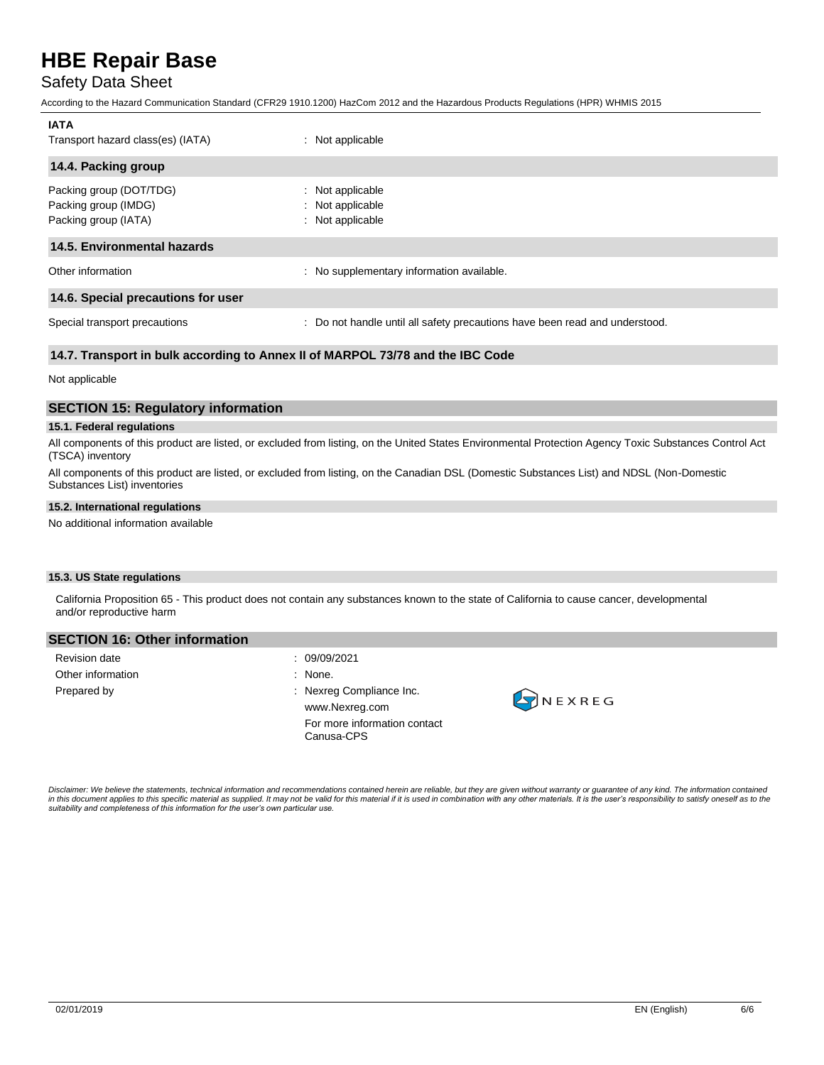**IATA**

| | |
|---|---|
| Transport hazard class(es) (IATA) | : Not applicable |

### 14.4. Packing group

| | |
|---|---|
| Packing group (DOT/TDG) | : Not applicable |
| Packing group (IMDG) | : Not applicable |
| Packing group (IATA) | : Not applicable |

### 14.5. Environmental hazards

| | |
|---|---|
| Other information | : No supplementary information available. |

### 14.6. Special precautions for user

| | |
|---|---|
| Special transport precautions | : Do not handle until all safety precautions have been read and understood. |

### 14.7. Transport in bulk according to Annex II of MARPOL 73/78 and the IBC Code

Not applicable

## SECTION 15: Regulatory information

### 15.1. Federal regulations

All components of this product are listed, or excluded from listing, on the United States Environmental Protection Agency Toxic Substances Control Act (TSCA) inventory

All components of this product are listed, or excluded from listing, on the Canadian DSL (Domestic Substances List) and NDSL (Non-Domestic Substances List) inventories

### 15.2. International regulations

No additional information available

### 15.3. US State regulations

California Proposition 65 - This product does not contain any substances known to the state of California to cause cancer, developmental and/or reproductive harm

## SECTION 16: Other information

| | |
|---|---|
| Revision date | : 09/09/2021 |
| Other information | : None. |
| Prepared by | : Nexreg Compliance Inc.<br>www.Nexreg.com<br>For more information contact Canusa-CPS |

NEXREG

*Disclaimer: We believe the statements, technical information and recommendations contained herein are reliable, but they are given without warranty or guarantee of any kind. The information contained in this document applies to this specific material as supplied. It may not be valid for this material if it is used in combination with any other materials. It is the user's responsibility to satisfy oneself as to the suitability and completeness of this information for the user's own particular use.*